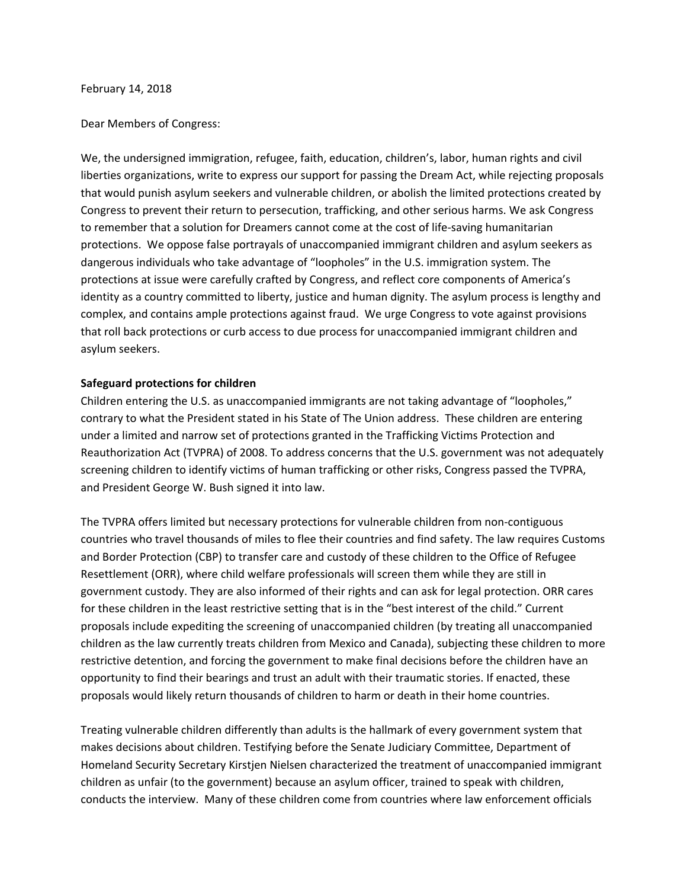February 14, 2018

Dear Members of Congress:

We, the undersigned immigration, refugee, faith, education, children's, labor, human rights and civil liberties organizations, write to express our support for passing the Dream Act, while rejecting proposals that would punish asylum seekers and vulnerable children, or abolish the limited protections created by Congress to prevent their return to persecution, trafficking, and other serious harms. We ask Congress to remember that a solution for Dreamers cannot come at the cost of life-saving humanitarian protections. We oppose false portrayals of unaccompanied immigrant children and asylum seekers as dangerous individuals who take advantage of "loopholes" in the U.S. immigration system. The protections at issue were carefully crafted by Congress, and reflect core components of America's identity as a country committed to liberty, justice and human dignity. The asylum process is lengthy and complex, and contains ample protections against fraud. We urge Congress to vote against provisions that roll back protections or curb access to due process for unaccompanied immigrant children and asylum seekers.

**Safeguard protections for children**

Children entering the U.S. as unaccompanied immigrants are not taking advantage of "loopholes," contrary to what the President stated in his State of The Union address. These children are entering under a limited and narrow set of protections granted in the Trafficking Victims Protection and Reauthorization Act (TVPRA) of 2008. To address concerns that the U.S. government was not adequately screening children to identify victims of human trafficking or other risks, Congress passed the TVPRA, and President George W. Bush signed it into law.

The TVPRA offers limited but necessary protections for vulnerable children from non-contiguous countries who travel thousands of miles to flee their countries and find safety. The law requires Customs and Border Protection (CBP) to transfer care and custody of these children to the Office of Refugee Resettlement (ORR), where child welfare professionals will screen them while they are still in government custody. They are also informed of their rights and can ask for legal protection. ORR cares for these children in the least restrictive setting that is in the "best interest of the child." Current proposals include expediting the screening of unaccompanied children (by treating all unaccompanied children as the law currently treats children from Mexico and Canada), subjecting these children to more restrictive detention, and forcing the government to make final decisions before the children have an opportunity to find their bearings and trust an adult with their traumatic stories. If enacted, these proposals would likely return thousands of children to harm or death in their home countries.

Treating vulnerable children differently than adults is the hallmark of every government system that makes decisions about children. Testifying before the Senate Judiciary Committee, Department of Homeland Security Secretary Kirstjen Nielsen characterized the treatment of unaccompanied immigrant children as unfair (to the government) because an asylum officer, trained to speak with children, conducts the interview. Many of these children come from countries where law enforcement officials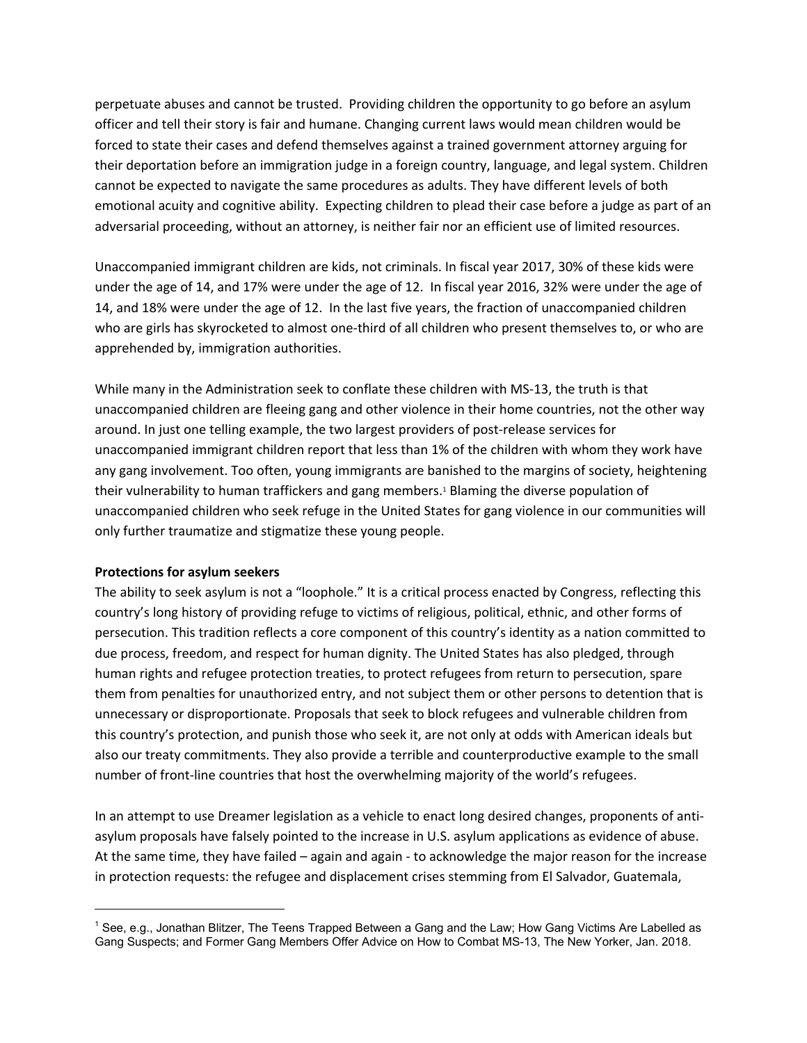perpetuate abuses and cannot be trusted. Providing children the opportunity to go before an asylum officer and tell their story is fair and humane. Changing current laws would mean children would be forced to state their cases and defend themselves against a trained government attorney arguing for their deportation before an immigration judge in a foreign country, language, and legal system. Children cannot be expected to navigate the same procedures as adults. They have different levels of both emotional acuity and cognitive ability. Expecting children to plead their case before a judge as part of an adversarial proceeding, without an attorney, is neither fair nor an efficient use of limited resources.

Unaccompanied immigrant children are kids, not criminals. In fiscal year 2017, 30% of these kids were under the age of 14, and 17% were under the age of 12. In fiscal year 2016, 32% were under the age of 14, and 18% were under the age of 12. In the last five years, the fraction of unaccompanied children who are girls has skyrocketed to almost one-third of all children who present themselves to, or who are apprehended by, immigration authorities.

While many in the Administration seek to conflate these children with MS-13, the truth is that unaccompanied children are fleeing gang and other violence in their home countries, not the other way around. In just one telling example, the two largest providers of post-release services for unaccompanied immigrant children report that less than 1% of the children with whom they work have any gang involvement. Too often, young immigrants are banished to the margins of society, heightening their vulnerability to human traffickers and gang members.[1] Blaming the diverse population of unaccompanied children who seek refuge in the United States for gang violence in our communities will only further traumatize and stigmatize these young people.

**Protections for asylum seekers**

The ability to seek asylum is not a "loophole." It is a critical process enacted by Congress, reflecting this country's long history of providing refuge to victims of religious, political, ethnic, and other forms of persecution. This tradition reflects a core component of this country's identity as a nation committed to due process, freedom, and respect for human dignity. The United States has also pledged, through human rights and refugee protection treaties, to protect refugees from return to persecution, spare them from penalties for unauthorized entry, and not subject them or other persons to detention that is unnecessary or disproportionate. Proposals that seek to block refugees and vulnerable children from this country's protection, and punish those who seek it, are not only at odds with American ideals but also our treaty commitments. They also provide a terrible and counterproductive example to the small number of front-line countries that host the overwhelming majority of the world's refugees.

In an attempt to use Dreamer legislation as a vehicle to enact long desired changes, proponents of anti-asylum proposals have falsely pointed to the increase in U.S. asylum applications as evidence of abuse. At the same time, they have failed – again and again - to acknowledge the major reason for the increase in protection requests: the refugee and displacement crises stemming from El Salvador, Guatemala,

---

[1] See, e.g., Jonathan Blitzer, The Teens Trapped Between a Gang and the Law; How Gang Victims Are Labelled as Gang Suspects; and Former Gang Members Offer Advice on How to Combat MS-13, The New Yorker, Jan. 2018.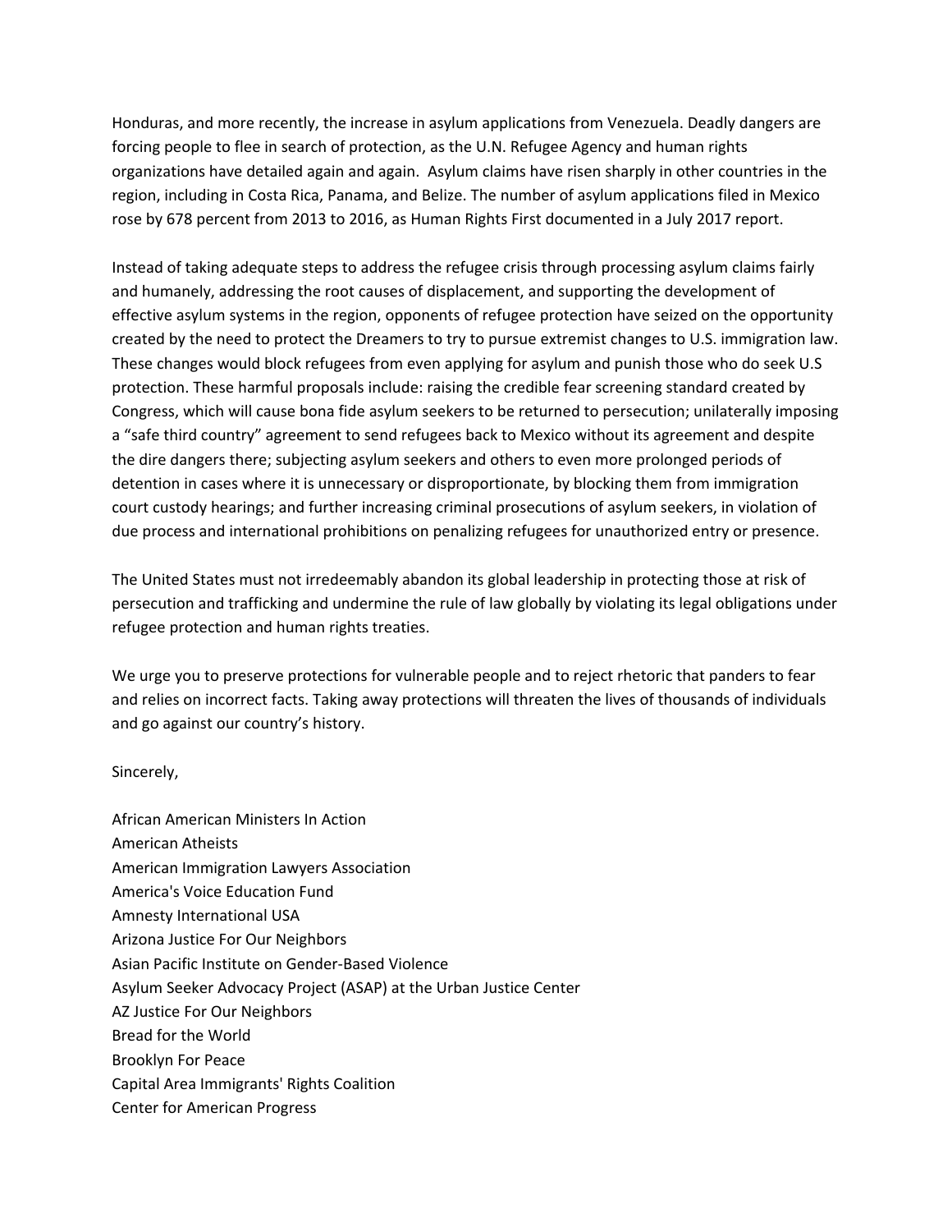Honduras, and more recently, the increase in asylum applications from Venezuela. Deadly dangers are forcing people to flee in search of protection, as the U.N. Refugee Agency and human rights organizations have detailed again and again. Asylum claims have risen sharply in other countries in the region, including in Costa Rica, Panama, and Belize. The number of asylum applications filed in Mexico rose by 678 percent from 2013 to 2016, as Human Rights First documented in a July 2017 report.

Instead of taking adequate steps to address the refugee crisis through processing asylum claims fairly and humanely, addressing the root causes of displacement, and supporting the development of effective asylum systems in the region, opponents of refugee protection have seized on the opportunity created by the need to protect the Dreamers to try to pursue extremist changes to U.S. immigration law. These changes would block refugees from even applying for asylum and punish those who do seek U.S protection. These harmful proposals include: raising the credible fear screening standard created by Congress, which will cause bona fide asylum seekers to be returned to persecution; unilaterally imposing a "safe third country" agreement to send refugees back to Mexico without its agreement and despite the dire dangers there; subjecting asylum seekers and others to even more prolonged periods of detention in cases where it is unnecessary or disproportionate, by blocking them from immigration court custody hearings; and further increasing criminal prosecutions of asylum seekers, in violation of due process and international prohibitions on penalizing refugees for unauthorized entry or presence.

The United States must not irredeemably abandon its global leadership in protecting those at risk of persecution and trafficking and undermine the rule of law globally by violating its legal obligations under refugee protection and human rights treaties.

We urge you to preserve protections for vulnerable people and to reject rhetoric that panders to fear and relies on incorrect facts. Taking away protections will threaten the lives of thousands of individuals and go against our country's history.

Sincerely,

African American Ministers In Action
American Atheists
American Immigration Lawyers Association
America's Voice Education Fund
Amnesty International USA
Arizona Justice For Our Neighbors
Asian Pacific Institute on Gender-Based Violence
Asylum Seeker Advocacy Project (ASAP) at the Urban Justice Center
AZ Justice For Our Neighbors
Bread for the World
Brooklyn For Peace
Capital Area Immigrants' Rights Coalition
Center for American Progress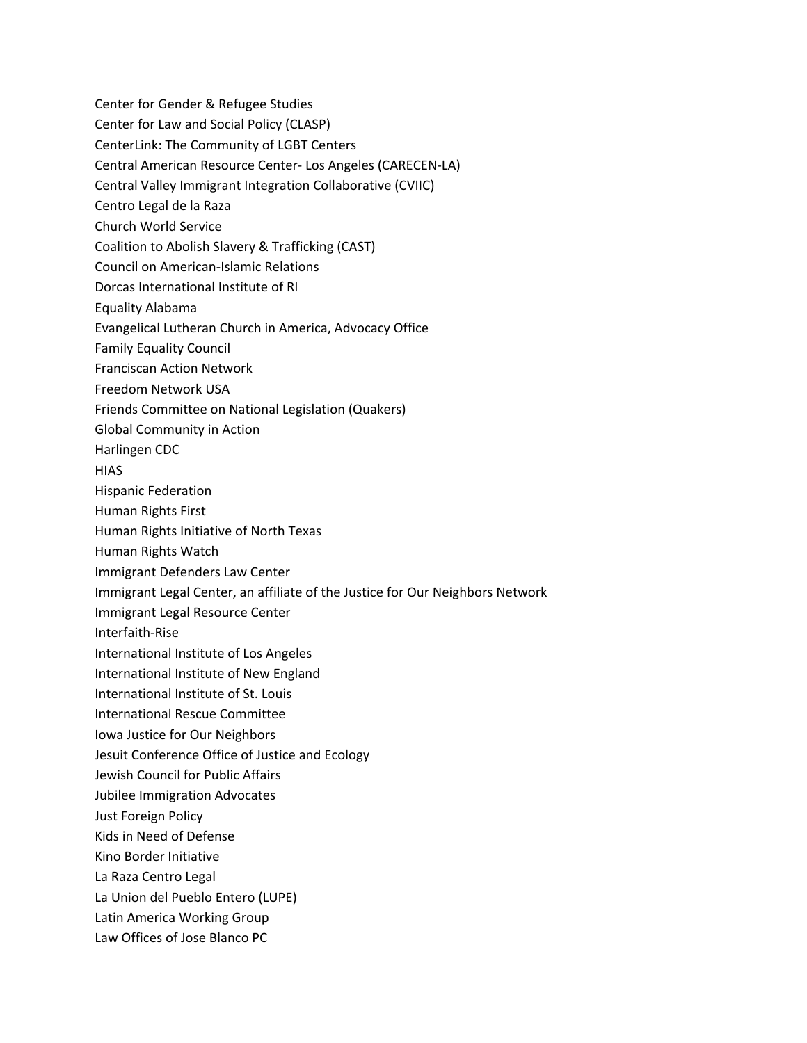Center for Gender & Refugee Studies
Center for Law and Social Policy (CLASP)
CenterLink: The Community of LGBT Centers
Central American Resource Center- Los Angeles (CARECEN-LA)
Central Valley Immigrant Integration Collaborative (CVIIC)
Centro Legal de la Raza
Church World Service
Coalition to Abolish Slavery & Trafficking (CAST)
Council on American-Islamic Relations
Dorcas International Institute of RI
Equality Alabama
Evangelical Lutheran Church in America, Advocacy Office
Family Equality Council
Franciscan Action Network
Freedom Network USA
Friends Committee on National Legislation (Quakers)
Global Community in Action
Harlingen CDC
HIAS
Hispanic Federation
Human Rights First
Human Rights Initiative of North Texas
Human Rights Watch
Immigrant Defenders Law Center
Immigrant Legal Center, an affiliate of the Justice for Our Neighbors Network
Immigrant Legal Resource Center
Interfaith-Rise
International Institute of Los Angeles
International Institute of New England
International Institute of St. Louis
International Rescue Committee
Iowa Justice for Our Neighbors
Jesuit Conference Office of Justice and Ecology
Jewish Council for Public Affairs
Jubilee Immigration Advocates
Just Foreign Policy
Kids in Need of Defense
Kino Border Initiative
La Raza Centro Legal
La Union del Pueblo Entero (LUPE)
Latin America Working Group
Law Offices of Jose Blanco PC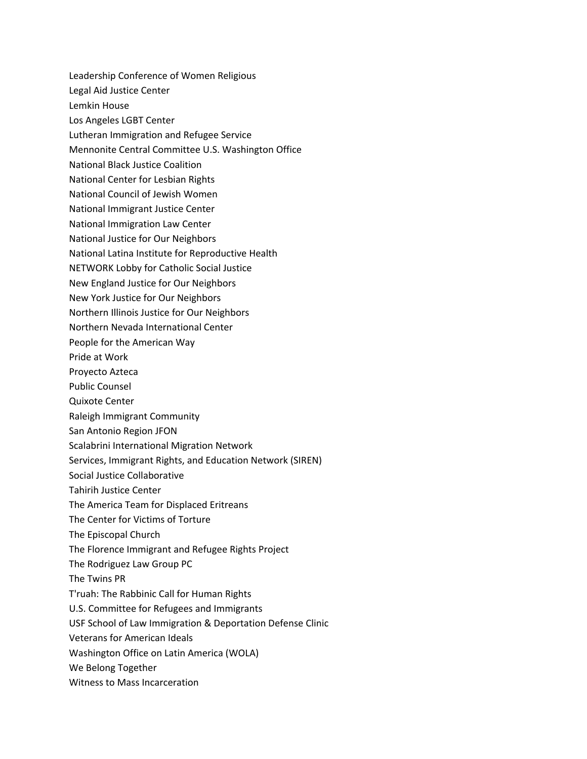Leadership Conference of Women Religious
Legal Aid Justice Center
Lemkin House
Los Angeles LGBT Center
Lutheran Immigration and Refugee Service
Mennonite Central Committee U.S. Washington Office
National Black Justice Coalition
National Center for Lesbian Rights
National Council of Jewish Women
National Immigrant Justice Center
National Immigration Law Center
National Justice for Our Neighbors
National Latina Institute for Reproductive Health
NETWORK Lobby for Catholic Social Justice
New England Justice for Our Neighbors
New York Justice for Our Neighbors
Northern Illinois Justice for Our Neighbors
Northern Nevada International Center
People for the American Way
Pride at Work
Proyecto Azteca
Public Counsel
Quixote Center
Raleigh Immigrant Community
San Antonio Region JFON
Scalabrini International Migration Network
Services, Immigrant Rights, and Education Network (SIREN)
Social Justice Collaborative
Tahirih Justice Center
The America Team for Displaced Eritreans
The Center for Victims of Torture
The Episcopal Church
The Florence Immigrant and Refugee Rights Project
The Rodriguez Law Group PC
The Twins PR
T'ruah: The Rabbinic Call for Human Rights
U.S. Committee for Refugees and Immigrants
USF School of Law Immigration & Deportation Defense Clinic
Veterans for American Ideals
Washington Office on Latin America (WOLA)
We Belong Together
Witness to Mass Incarceration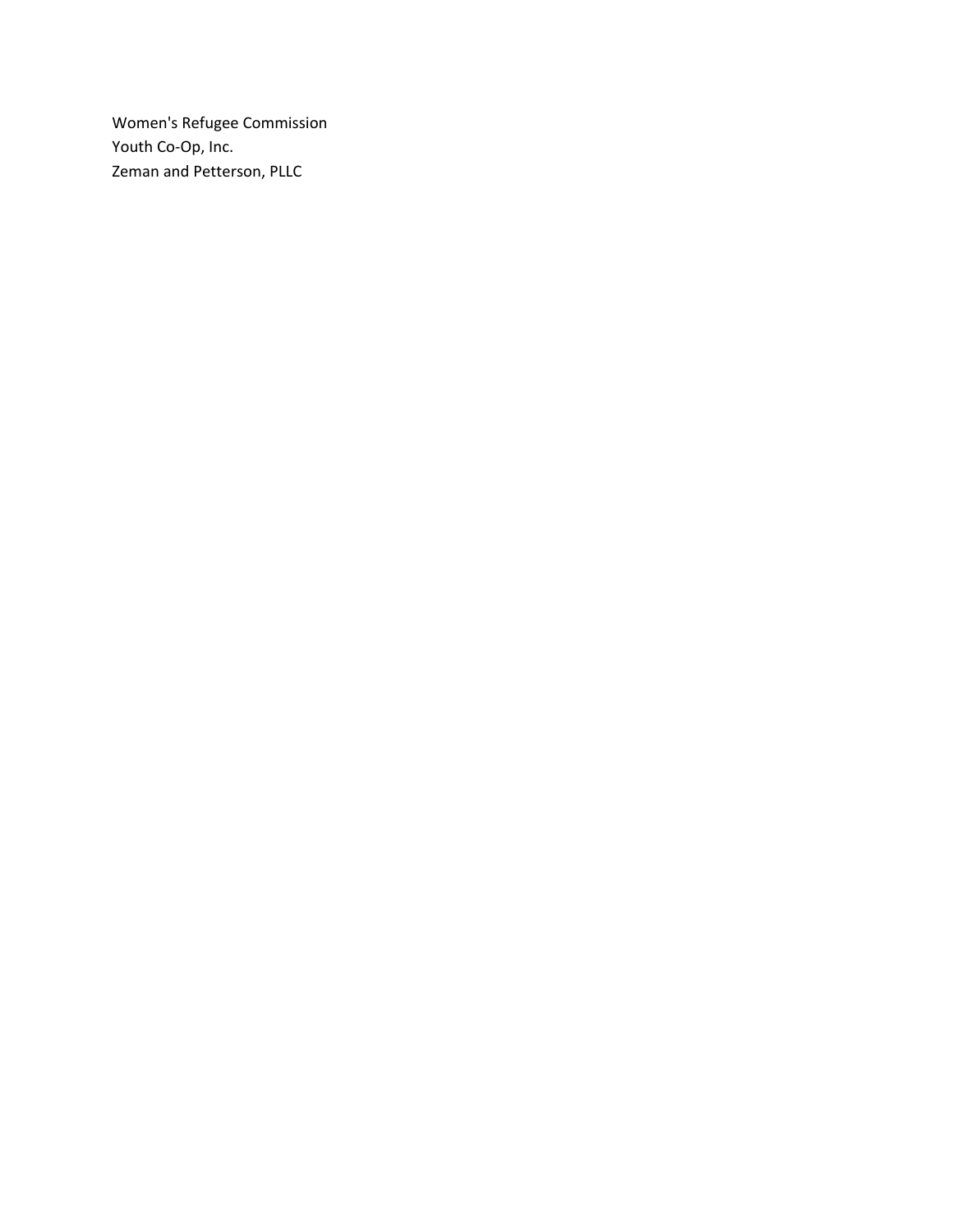Women's Refugee Commission
Youth Co-Op, Inc.
Zeman and Petterson, PLLC